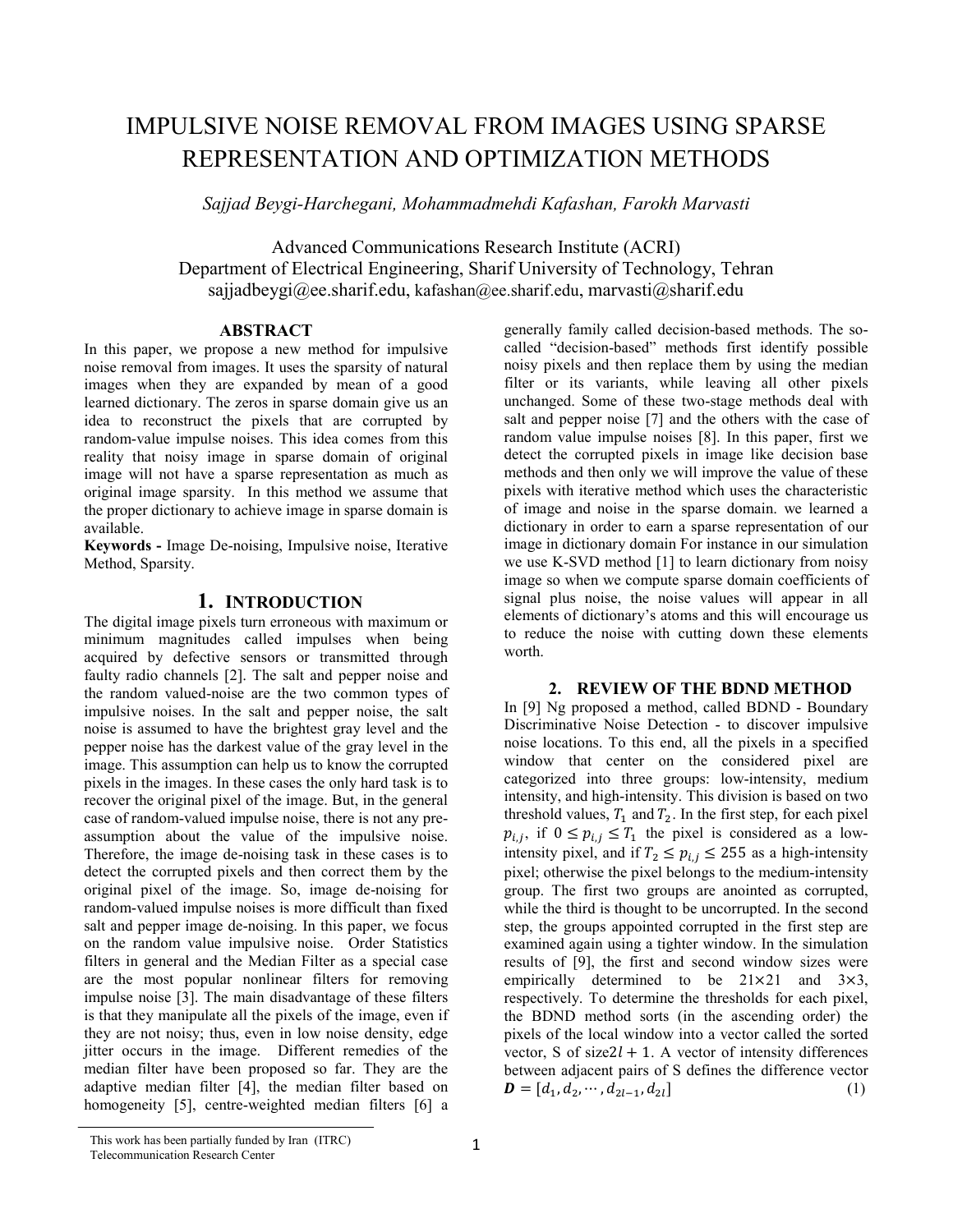# IMPULSIVE NOISE REMOVAL FROM IMAGES USING SPARSE REPRESENTATION AND OPTIMIZATION METHODS

*Sajjad Beygi-Harchegani, Mohammadmehdi Kafashan, Farokh Marvasti*

Advanced Communications Research Institute (ACRI)
Department of Electrical Engineering, Sharif University of Technology, Tehran
sajjadbeygi@ee.sharif.edu, kafashan@ee.sharif.edu, marvasti@sharif.edu

## ABSTRACT

In this paper, we propose a new method for impulsive noise removal from images. It uses the sparsity of natural images when they are expanded by mean of a good learned dictionary. The zeros in sparse domain give us an idea to reconstruct the pixels that are corrupted by random-value impulse noises. This idea comes from this reality that noisy image in sparse domain of original image will not have a sparse representation as much as original image sparsity. In this method we assume that the proper dictionary to achieve image in sparse domain is available.

**Keywords -** Image De-noising, Impulsive noise, Iterative Method, Sparsity.

## 1. INTRODUCTION

The digital image pixels turn erroneous with maximum or minimum magnitudes called impulses when being acquired by defective sensors or transmitted through faulty radio channels [2]. The salt and pepper noise and the random valued-noise are the two common types of impulsive noises. In the salt and pepper noise, the salt noise is assumed to have the brightest gray level and the pepper noise has the darkest value of the gray level in the image. This assumption can help us to know the corrupted pixels in the images. In these cases the only hard task is to recover the original pixel of the image. But, in the general case of random-valued impulse noise, there is not any pre-assumption about the value of the impulsive noise. Therefore, the image de-noising task in these cases is to detect the corrupted pixels and then correct them by the original pixel of the image. So, image de-noising for random-valued impulse noises is more difficult than fixed salt and pepper image de-noising. In this paper, we focus on the random value impulsive noise. Order Statistics filters in general and the Median Filter as a special case are the most popular nonlinear filters for removing impulse noise [3]. The main disadvantage of these filters is that they manipulate all the pixels of the image, even if they are not noisy; thus, even in low noise density, edge jitter occurs in the image. Different remedies of the median filter have been proposed so far. They are the adaptive median filter [4], the median filter based on homogeneity [5], centre-weighted median filters [6] a generally family called decision-based methods. The so-called "decision-based" methods first identify possible noisy pixels and then replace them by using the median filter or its variants, while leaving all other pixels unchanged. Some of these two-stage methods deal with salt and pepper noise [7] and the others with the case of random value impulse noises [8]. In this paper, first we detect the corrupted pixels in image like decision base methods and then only we will improve the value of these pixels with iterative method which uses the characteristic of image and noise in the sparse domain. we learned a dictionary in order to earn a sparse representation of our image in dictionary domain For instance in our simulation we use K-SVD method [1] to learn dictionary from noisy image so when we compute sparse domain coefficients of signal plus noise, the noise values will appear in all elements of dictionary's atoms and this will encourage us to reduce the noise with cutting down these elements worth.

## 2. REVIEW OF THE BDND METHOD

In [9] Ng proposed a method, called BDND - Boundary Discriminative Noise Detection - to discover impulsive noise locations. To this end, all the pixels in a specified window that center on the considered pixel are categorized into three groups: low-intensity, medium intensity, and high-intensity. This division is based on two threshold values, $T_1$ and $T_2$. In the first step, for each pixel $p_{i,j}$, if $0 \leq p_{i,j} \leq T_1$ the pixel is considered as a low-intensity pixel, and if $T_2 \leq p_{i,j} \leq 255$ as a high-intensity pixel; otherwise the pixel belongs to the medium-intensity group. The first two groups are anointed as corrupted, while the third is thought to be uncorrupted. In the second step, the groups appointed corrupted in the first step are examined again using a tighter window. In the simulation results of [9], the first and second window sizes were empirically determined to be 21×21 and 3×3, respectively. To determine the thresholds for each pixel, the BDND method sorts (in the ascending order) the pixels of the local window into a vector called the sorted vector, S of size $2l+1$. A vector of intensity differences between adjacent pairs of S defines the difference vector

$$\boldsymbol{D} = [d_1, d_2, \cdots, d_{2l-1}, d_{2l}] \quad (1)$$

This work has been partially funded by Iran (ITRC) Telecommunication Research Center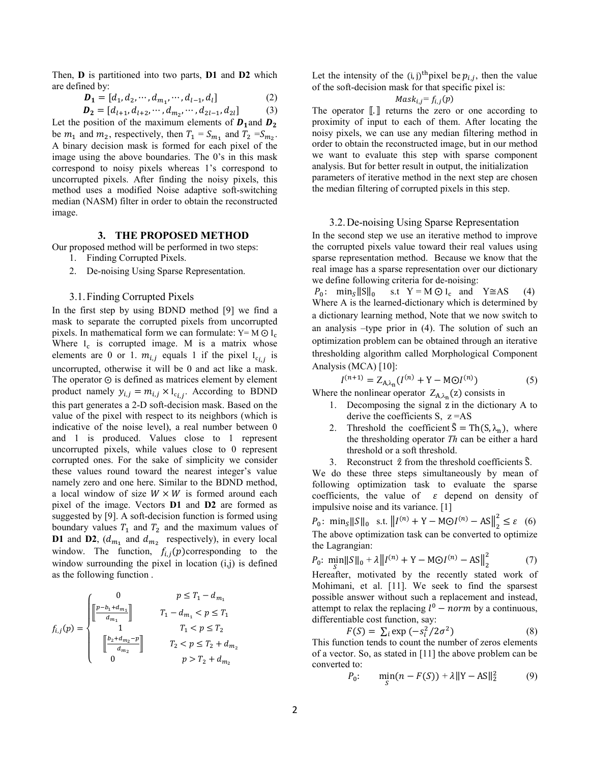Then, **D** is partitioned into two parts, **D1** and **D2** which are defined by:

$$\boldsymbol{D_1} = [d_1, d_2, \cdots, d_{m_1}, \cdots, d_{l-1}, d_l] \qquad (2)$$

$$\boldsymbol{D_2} = [d_{l+1}, d_{l+2}, \cdots, d_{m_2}, \cdots, d_{2l-1}, d_{2l}] \qquad (3)$$

Let the position of the maximum elements of $\boldsymbol{D_1}$ and $\boldsymbol{D_2}$ be $m_1$ and $m_2$, respectively, then $T_1 = S_{m_1}$ and $T_2 = S_{m_2}$. A binary decision mask is formed for each pixel of the image using the above boundaries. The 0's in this mask correspond to noisy pixels whereas 1's correspond to uncorrupted pixels. After finding the noisy pixels, this method uses a modified Noise adaptive soft-switching median (NASM) filter in order to obtain the reconstructed image.

## 3. THE PROPOSED METHOD

Our proposed method will be performed in two steps:

1. Finding Corrupted Pixels.
2. De-noising Using Sparse Representation.

### 3.1. Finding Corrupted Pixels

In the first step by using BDND method [9] we find a mask to separate the corrupted pixels from uncorrupted pixels. In mathematical form we can formulate: $Y = M \odot I_c$ Where $I_c$ is corrupted image. M is a matrix whose elements are 0 or 1. $m_{i,j}$ equals 1 if the pixel $I_{c_{i,j}}$ is uncorrupted, otherwise it will be 0 and act like a mask. The operator $\odot$ is defined as matrices element by element product namely $y_{i,j} = m_{i,j} \times I_{c_{i,j}}$. According to BDND this part generates a 2-D soft-decision mask. Based on the value of the pixel with respect to its neighbors (which is indicative of the noise level), a real number between 0 and 1 is produced. Values close to 1 represent uncorrupted pixels, while values close to 0 represent corrupted ones. For the sake of simplicity we consider these values round toward the nearest integer's value namely zero and one here. Similar to the BDND method, a local window of size $W \times W$ is formed around each pixel of the image. Vectors **D1** and **D2** are formed as suggested by [9]. A soft-decision function is formed using boundary values $T_1$ and $T_2$ and the maximum values of **D1** and **D2**, ($d_{m_1}$ and $d_{m_2}$ respectively), in every local window. The function, $f_{i,j}(p)$ corresponding to the window surrounding the pixel in location (i,j) is defined as the following function .

$$f_{i,j}(p) = \begin{cases} 0 & p \le T_1 - d_{m_1} \\ \left[\!\left[ \frac{p - b_1 + d_{m_1}}{d_{m_1}} \right]\!\right] & T_1 - d_{m_1} < p \le T_1 \\ 1 & T_1 < p \le T_2 \\ \left[\!\left[ \frac{b_2 + d_{m_2} - p}{d_{m_2}} \right]\!\right] & T_2 < p \le T_2 + d_{m_2} \\ 0 & p > T_2 + d_{m_2} \end{cases}$$

Let the intensity of the $(i,j)^{\text{th}}$ pixel be $p_{i,j}$, then the value of the soft-decision mask for that specific pixel is:

$$Mask_{i,j} = f_{i,j}(p)$$

The operator $[\![.]\!]$ returns the zero or one according to proximity of input to each of them. After locating the noisy pixels, we can use any median filtering method in order to obtain the reconstructed image, but in our method we want to evaluate this step with sparse component analysis. But for better result in output, the initialization parameters of iterative method in the next step are chosen the median filtering of corrupted pixels in this step.

### 3.2. De-noising Using Sparse Representation

In the second step we use an iterative method to improve the corrupted pixels value toward their real values using sparse representation method. Because we know that the real image has a sparse representation over our dictionary we define following criteria for de-noising:

$$P_0: \ \min_S \|S\|_0 \quad \text{s.t} \ \ Y = M \odot I_c \ \text{ and } \ Y \cong AS \qquad (4)$$

Where A is the learned-dictionary which is determined by a dictionary learning method, Note that we now switch to an analysis –type prior in (4). The solution of such an optimization problem can be obtained through an iterative thresholding algorithm called Morphological Component Analysis (MCA) [10]:

$$I^{(n+1)} = Z_{A,\lambda_n}(I^{(n)} + Y - M \odot I^{(n)}) \qquad (5)$$

Where the nonlinear operator $Z_{A,\lambda_n}(z)$ consists in

1. Decomposing the signal z in the dictionary A to derive the coefficients S, $z = AS$
2. Threshold the coefficient $\hat{S} = \text{Th}(S, \lambda_n)$, where the thresholding operator *Th* can be either a hard threshold or a soft threshold.
3. Reconstruct $\hat{z}$ from the threshold coefficients $\hat{S}$.

We do these three steps simultaneously by mean of following optimization task to evaluate the sparse coefficients, the value of $\varepsilon$ depend on density of impulsive noise and its variance. [1]

$$P_0: \ \min_S \|S\|_0 \ \text{ s.t. } \left\| I^{(n)} + Y - M \odot I^{(n)} - AS \right\|_2^2 \le \varepsilon \quad (6)$$

The above optimization task can be converted to optimize the Lagrangian:

$$P_0: \ \min_S \|S\|_0 + \lambda \left\| I^{(n)} + Y - M \odot I^{(n)} - AS \right\|_2^2 \qquad (7)$$

Hereafter, motivated by the recently stated work of Mohimani, et al. [11]. We seek to find the sparsest possible answer without such a replacement and instead, attempt to relax the replacing $l^0 - norm$ by a continuous, differentiable cost function, say:

$$F(S) = \sum_i \exp\left(-s_i^2 / 2\sigma^2\right) \qquad (8)$$

This function tends to count the number of zeros elements of a vector. So, as stated in [11] the above problem can be converted to:

$$P_0: \quad \min_S (n - F(S)) + \lambda \|Y - AS\|_2^2 \qquad (9)$$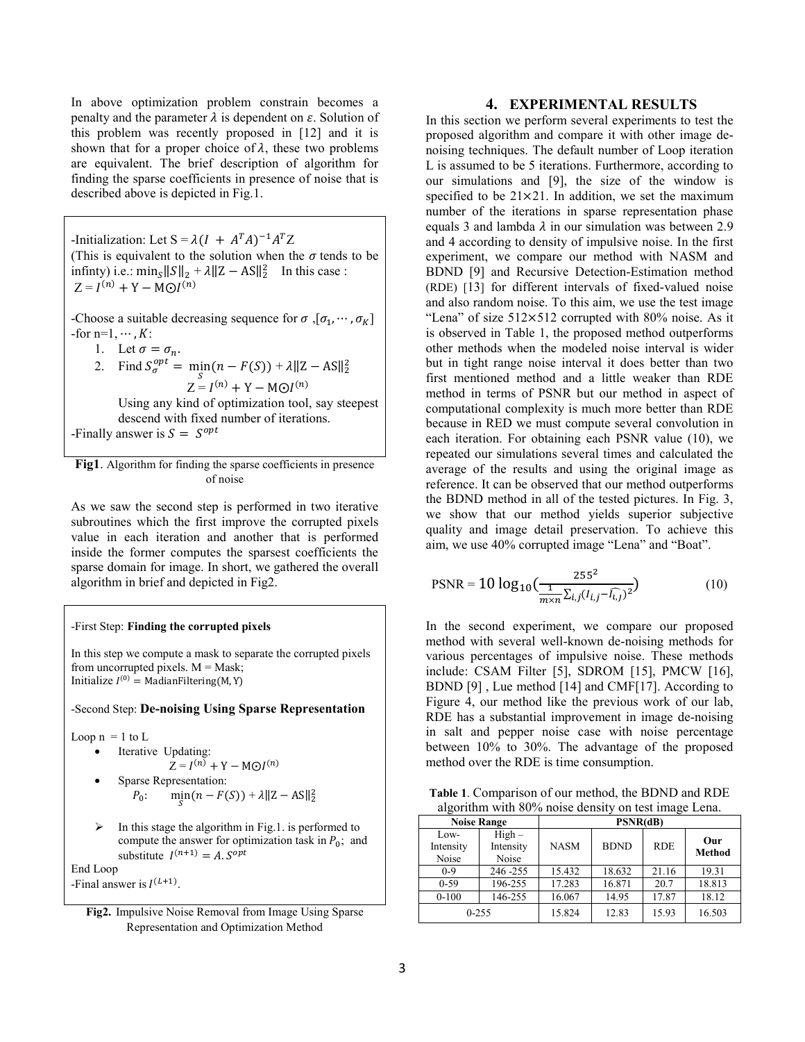In above optimization problem constrain becomes a penalty and the parameter $\lambda$ is dependent on $\varepsilon$. Solution of this problem was recently proposed in [12] and it is shown that for a proper choice of $\lambda$, these two problems are equivalent. The brief description of algorithm for finding the sparse coefficients in presence of noise that is described above is depicted in Fig.1.

-Initialization: Let $S = \lambda(I + A^T A)^{-1} A^T Z$

(This is equivalent to the solution when the $\sigma$ tends to be infinty) i.e.: $\min_S \|S\|_2 + \lambda \|Z - AS\|_2^2$ In this case : $Z = I^{(n)} + Y - M \odot I^{(n)}$

-Choose a suitable decreasing sequence for $\sigma$ ,$[\sigma_1, \cdots, \sigma_K]$

-for n=1, $\cdots$ , $K$:

1. Let $\sigma = \sigma_n$.
2. Find $S_\sigma^{opt} = \min_S (n - F(S)) + \lambda \|Z - AS\|_2^2$

   $Z = I^{(n)} + Y - M \odot I^{(n)}$

   Using any kind of optimization tool, say steepest descend with fixed number of iterations.

-Finally answer is $S = S^{opt}$

**Fig1**. Algorithm for finding the sparse coefficients in presence of noise

As we saw the second step is performed in two iterative subroutines which the first improve the corrupted pixels value in each iteration and another that is performed inside the former computes the sparsest coefficients the sparse domain for image. In short, we gathered the overall algorithm in brief and depicted in Fig2.

-First Step: **Finding the corrupted pixels**

In this step we compute a mask to separate the corrupted pixels from uncorrupted pixels. M = Mask;

Initialize $I^{(0)} = \text{MadianFiltering}(M, Y)$

-Second Step: **De-noising Using Sparse Representation**

Loop n = 1 to L

- Iterative Updating:

  $Z = I^{(n)} + Y - M \odot I^{(n)}$

- Sparse Representation:

  $P_0$: $\min_S (n - F(S)) + \lambda \|Z - AS\|_2^2$

  - In this stage the algorithm in Fig.1. is performed to compute the answer for optimization task in $P_0$; and substitute $I^{(n+1)} = A.S^{opt}$

End Loop

-Final answer is $I^{(L+1)}$.

**Fig2.** Impulsive Noise Removal from Image Using Sparse Representation and Optimization Method

## 4. EXPERIMENTAL RESULTS

In this section we perform several experiments to test the proposed algorithm and compare it with other image de-noising techniques. The default number of Loop iteration L is assumed to be 5 iterations. Furthermore, according to our simulations and [9], the size of the window is specified to be 21×21. In addition, we set the maximum number of the iterations in sparse representation phase equals 3 and lambda $\lambda$ in our simulation was between 2.9 and 4 according to density of impulsive noise. In the first experiment, we compare our method with NASM and BDND [9] and Recursive Detection-Estimation method (RDE) [13] for different intervals of fixed-valued noise and also random noise. To this aim, we use the test image "Lena" of size 512×512 corrupted with 80% noise. As it is observed in Table 1, the proposed method outperforms other methods when the modeled noise interval is wider but in tight range noise interval it does better than two first mentioned method and a little weaker than RDE method in terms of PSNR but our method in aspect of computational complexity is much more better than RDE because in RED we must compute several convolution in each iteration. For obtaining each PSNR value (10), we repeated our simulations several times and calculated the average of the results and using the original image as reference. It can be observed that our method outperforms the BDND method in all of the tested pictures. In Fig. 3, we show that our method yields superior subjective quality and image detail preservation. To achieve this aim, we use 40% corrupted image "Lena" and "Boat".

$$\text{PSNR} = 10 \log_{10}\left(\frac{255^2}{\frac{1}{m \times n}\sum_{i,j}(I_{i,j} - \widehat{I_{i,j}})^2}\right) \tag{10}$$

In the second experiment, we compare our proposed method with several well-known de-noising methods for various percentages of impulsive noise. These methods include: CSAM Filter [5], SDROM [15], PMCW [16], BDND [9] , Lue method [14] and CMF[17]. According to Figure 4, our method like the previous work of our lab, RDE has a substantial improvement in image de-noising in salt and pepper noise case with noise percentage between 10% to 30%. The advantage of the proposed method over the RDE is time consumption.

**Table 1**. Comparison of our method, the BDND and RDE algorithm with 80% noise density on test image Lena.

| Noise Range | | PSNR(dB) | | | |
|---|---|---|---|---|---|
| Low-Intensity Noise | High – Intensity Noise | NASM | BDND | RDE | **Our Method** |
| 0-9 | 246 -255 | 15.432 | 18.632 | 21.16 | 19.31 |
| 0-59 | 196-255 | 17.283 | 16.871 | 20.7 | 18.813 |
| 0-100 | 146-255 | 16.067 | 14.95 | 17.87 | 18.12 |
| 0-255 | | 15.824 | 12.83 | 15.93 | 16.503 |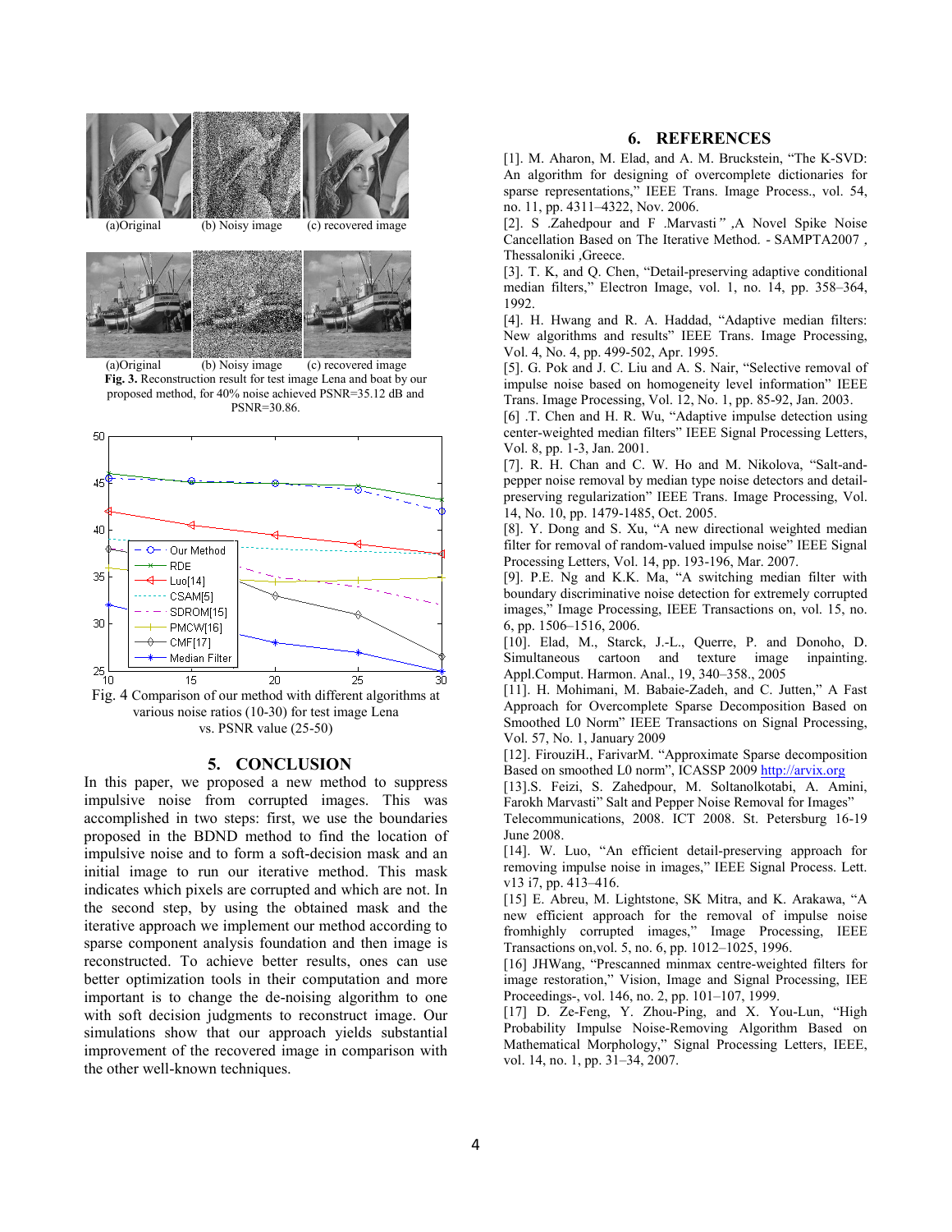(a)Original (b) Noisy image (c) recovered image

(a)Original (b) Noisy image (c) recovered image

**Fig. 3.** Reconstruction result for test image Lena and boat by our proposed method, for 40% noise achieved PSNR=35.12 dB and PSNR=30.86.

50
45
40
35
30
25
10 15 20 25 30

Our Method
RDE
Luo[14]
CSAM[5]
SDROM[15]
PMCW[16]
CMF[17]
Median Filter

Fig. 4 Comparison of our method with different algorithms at various noise ratios (10-30) for test image Lena vs. PSNR value (25-50)

## 5. CONCLUSION

In this paper, we proposed a new method to suppress impulsive noise from corrupted images. This was accomplished in two steps: first, we use the boundaries proposed in the BDND method to find the location of impulsive noise and to form a soft-decision mask and an initial image to run our iterative method. This mask indicates which pixels are corrupted and which are not. In the second step, by using the obtained mask and the iterative approach we implement our method according to sparse component analysis foundation and then image is reconstructed. To achieve better results, ones can use better optimization tools in their computation and more important is to change the de-noising algorithm to one with soft decision judgments to reconstruct image. Our simulations show that our approach yields substantial improvement of the recovered image in comparison with the other well-known techniques.

## 6. REFERENCES

[1]. M. Aharon, M. Elad, and A. M. Bruckstein, "The K-SVD: An algorithm for designing of overcomplete dictionaries for sparse representations," IEEE Trans. Image Process., vol. 54, no. 11, pp. 4311–4322, Nov. 2006.

[2]. S .Zahedpour and F .Marvasti " ,A Novel Spike Noise Cancellation Based on The Iterative Method. - SAMPTA2007 , Thessaloniki ,Greece.

[3]. T. K, and Q. Chen, "Detail-preserving adaptive conditional median filters," Electron Image, vol. 1, no. 14, pp. 358–364, 1992.

[4]. H. Hwang and R. A. Haddad, "Adaptive median filters: New algorithms and results" IEEE Trans. Image Processing, Vol. 4, No. 4, pp. 499-502, Apr. 1995.

[5]. G. Pok and J. C. Liu and A. S. Nair, "Selective removal of impulse noise based on homogeneity level information" IEEE Trans. Image Processing, Vol. 12, No. 1, pp. 85-92, Jan. 2003.

[6] .T. Chen and H. R. Wu, "Adaptive impulse detection using center-weighted median filters" IEEE Signal Processing Letters, Vol. 8, pp. 1-3, Jan. 2001.

[7]. R. H. Chan and C. W. Ho and M. Nikolova, "Salt-and-pepper noise removal by median type noise detectors and detail-preserving regularization" IEEE Trans. Image Processing, Vol. 14, No. 10, pp. 1479-1485, Oct. 2005.

[8]. Y. Dong and S. Xu, "A new directional weighted median filter for removal of random-valued impulse noise" IEEE Signal Processing Letters, Vol. 14, pp. 193-196, Mar. 2007.

[9]. P.E. Ng and K.K. Ma, "A switching median filter with boundary discriminative noise detection for extremely corrupted images," Image Processing, IEEE Transactions on, vol. 15, no. 6, pp. 1506–1516, 2006.

[10]. Elad, M., Starck, J.-L., Querre, P. and Donoho, D. Simultaneous cartoon and texture image inpainting. Appl.Comput. Harmon. Anal., 19, 340–358., 2005

[11]. H. Mohimani, M. Babaie-Zadeh, and C. Jutten," A Fast Approach for Overcomplete Sparse Decomposition Based on Smoothed L0 Norm" IEEE Transactions on Signal Processing, Vol. 57, No. 1, January 2009

[12]. FirouziH., FarivarM. "Approximate Sparse decomposition Based on smoothed L0 norm", ICASSP 2009 http://arvix.org

[13].S. Feizi, S. Zahedpour, M. Soltanolkotabi, A. Amini, Farokh Marvasti" Salt and Pepper Noise Removal for Images" Telecommunications, 2008. ICT 2008. St. Petersburg 16-19 June 2008.

[14]. W. Luo, "An efficient detail-preserving approach for removing impulse noise in images," IEEE Signal Process. Lett. v13 i7, pp. 413–416.

[15] E. Abreu, M. Lightstone, SK Mitra, and K. Arakawa, "A new efficient approach for the removal of impulse noise fromhighly corrupted images," Image Processing, IEEE Transactions on,vol. 5, no. 6, pp. 1012–1025, 1996.

[16] JHWang, "Prescanned minmax centre-weighted filters for image restoration," Vision, Image and Signal Processing, IEE Proceedings-, vol. 146, no. 2, pp. 101–107, 1999.

[17] D. Ze-Feng, Y. Zhou-Ping, and X. You-Lun, "High Probability Impulse Noise-Removing Algorithm Based on Mathematical Morphology," Signal Processing Letters, IEEE, vol. 14, no. 1, pp. 31–34, 2007.